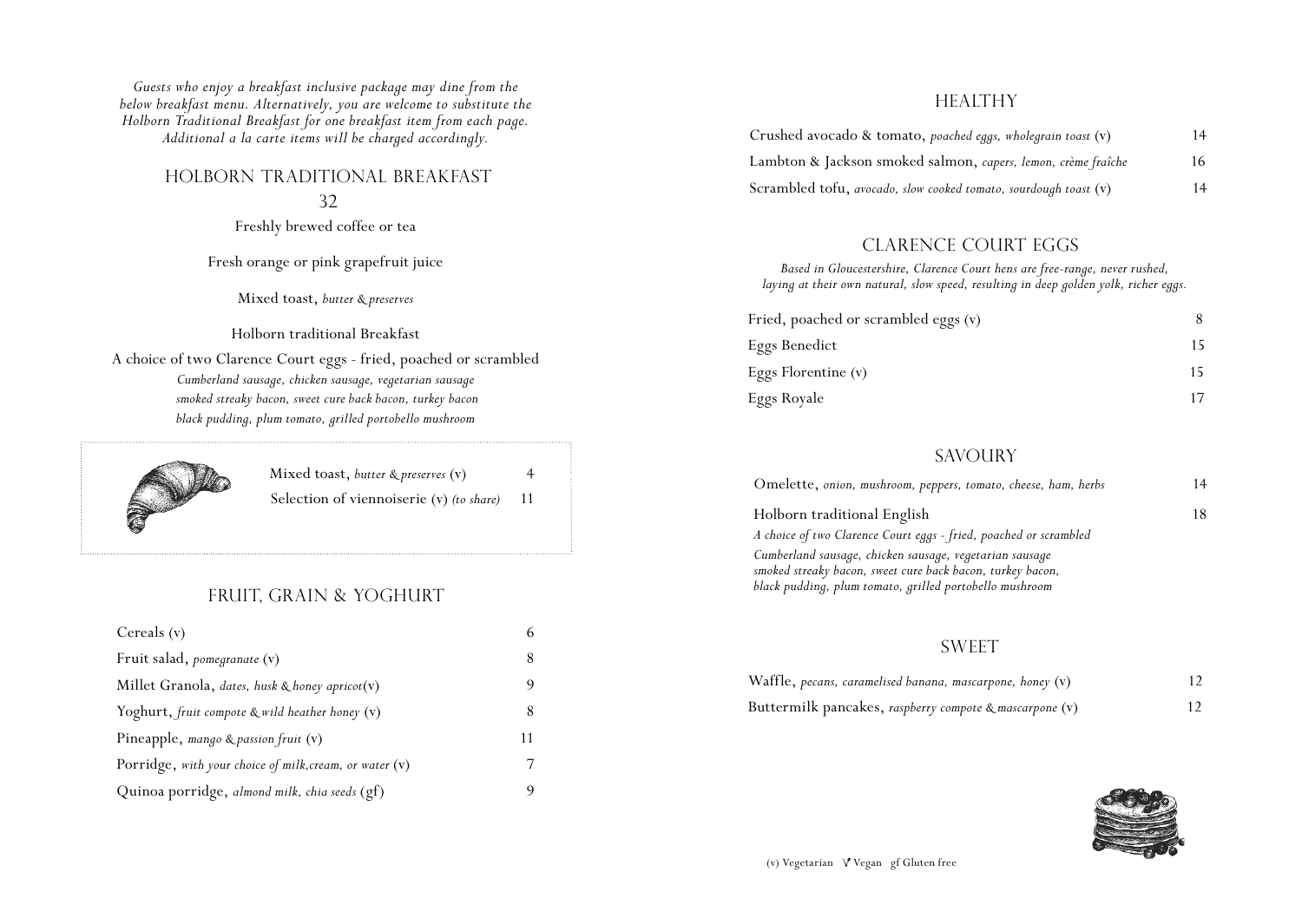*Guests who enjoy a breakfast inclusive package may dine from the below breakfast menu. Alternatively, you are welcome to substitute the Holborn Traditional Breakfast for one breakfast item from each page. Additional a la carte items will be charged accordingly.*

## HOLBORN TRADITIONAL BREAKFAST

32

Freshly brewed coffee or tea

Fresh orange or pink grapefruit juice

Mixed toast, *butter & preserves*

Holborn traditional Breakfast

A choice of two Clarence Court eggs - fried, poached or scrambled

*Cumberland sausage, chicken sausage, vegetarian sausage*
*smoked streaky bacon, sweet cure back bacon, turkey bacon*
*black pudding, plum tomato, grilled portobello mushroom*

| | |
|---|---|
| Mixed toast, *butter & preserves* (v) | 4 |
| Selection of viennoiserie (v) *(to share)* | 11 |

## FRUIT, GRAIN & YOGHURT

| | |
|---|---|
| Cereals (v) | 6 |
| Fruit salad, *pomegranate* (v) | 8 |
| Millet Granola, *dates, husk & honey apricot*(v) | 9 |
| Yoghurt, *fruit compote & wild heather honey* (v) | 8 |
| Pineapple, *mango & passion fruit* (v) | 11 |
| Porridge, *with your choice of milk,cream, or water* (v) | 7 |
| Quinoa porridge, *almond milk, chia seeds* (gf) | 9 |

## HEALTHY

| | |
|---|---|
| Crushed avocado & tomato, *poached eggs, wholegrain toast* (v) | 14 |
| Lambton & Jackson smoked salmon, *capers, lemon, crème fraîche* | 16 |
| Scrambled tofu, *avocado, slow cooked tomato, sourdough toast* (v) | 14 |

## CLARENCE COURT EGGS

*Based in Gloucestershire, Clarence Court hens are free-range, never rushed, laying at their own natural, slow speed, resulting in deep golden yolk, richer eggs.*

| | |
|---|---|
| Fried, poached or scrambled eggs (v) | 8 |
| Eggs Benedict | 15 |
| Eggs Florentine (v) | 15 |
| Eggs Royale | 17 |

## SAVOURY

| | |
|---|---|
| Omelette, *onion, mushroom, peppers, tomato, cheese, ham, herbs* | 14 |
| Holborn traditional English | 18 |

*A choice of two Clarence Court eggs - fried, poached or scrambled*

*Cumberland sausage, chicken sausage, vegetarian sausage*
*smoked streaky bacon, sweet cure back bacon, turkey bacon,*
*black pudding, plum tomato, grilled portobello mushroom*

## SWEET

| | |
|---|---|
| Waffle, *pecans, caramelised banana, mascarpone, honey* (v) | 12 |
| Buttermilk pancakes, *raspberry compote & mascarpone* (v) | 12 |

(v) Vegetarian V Vegan gf Gluten free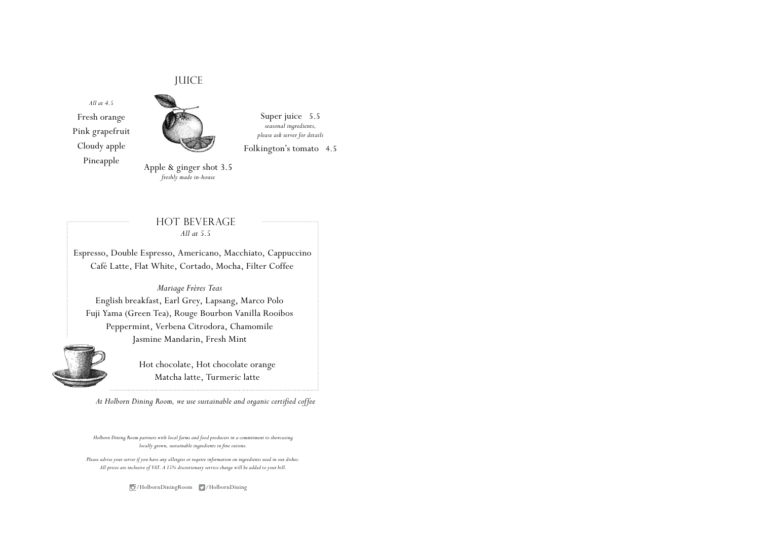## JUICE

*All at 4.5*

Fresh orange
Pink grapefruit
Cloudy apple
Pineapple

Apple & ginger shot 3.5
*freshly made in-house*

Super juice 5.5
*seasonal ingredients, please ask server for details*

Folkington's tomato 4.5

## HOT BEVERAGE

*All at 5.5*

Espresso, Double Espresso, Americano, Macchiato, Cappuccino
Café Latte, Flat White, Cortado, Mocha, Filter Coffee

*Mariage Frères Teas*

English breakfast, Earl Grey, Lapsang, Marco Polo
Fuji Yama (Green Tea), Rouge Bourbon Vanilla Rooibos
Peppermint, Verbena Citrodora, Chamomile
Jasmine Mandarin, Fresh Mint

Hot chocolate, Hot chocolate orange
Matcha latte, Turmeric latte

*At Holborn Dining Room, we use sustainable and organic certified coffee*

*Holborn Dining Room partners with local farms and food producers in a commitment to showcasing locally grown, sustainable ingredients in fine cuisine.*

*Please advise your server if you have any allergies or require information on ingredients used in our dishes. All prices are inclusive of VAT. A 15% discretionary service charge will be added to your bill.*

/HolbornDiningRoom /HolbornDining